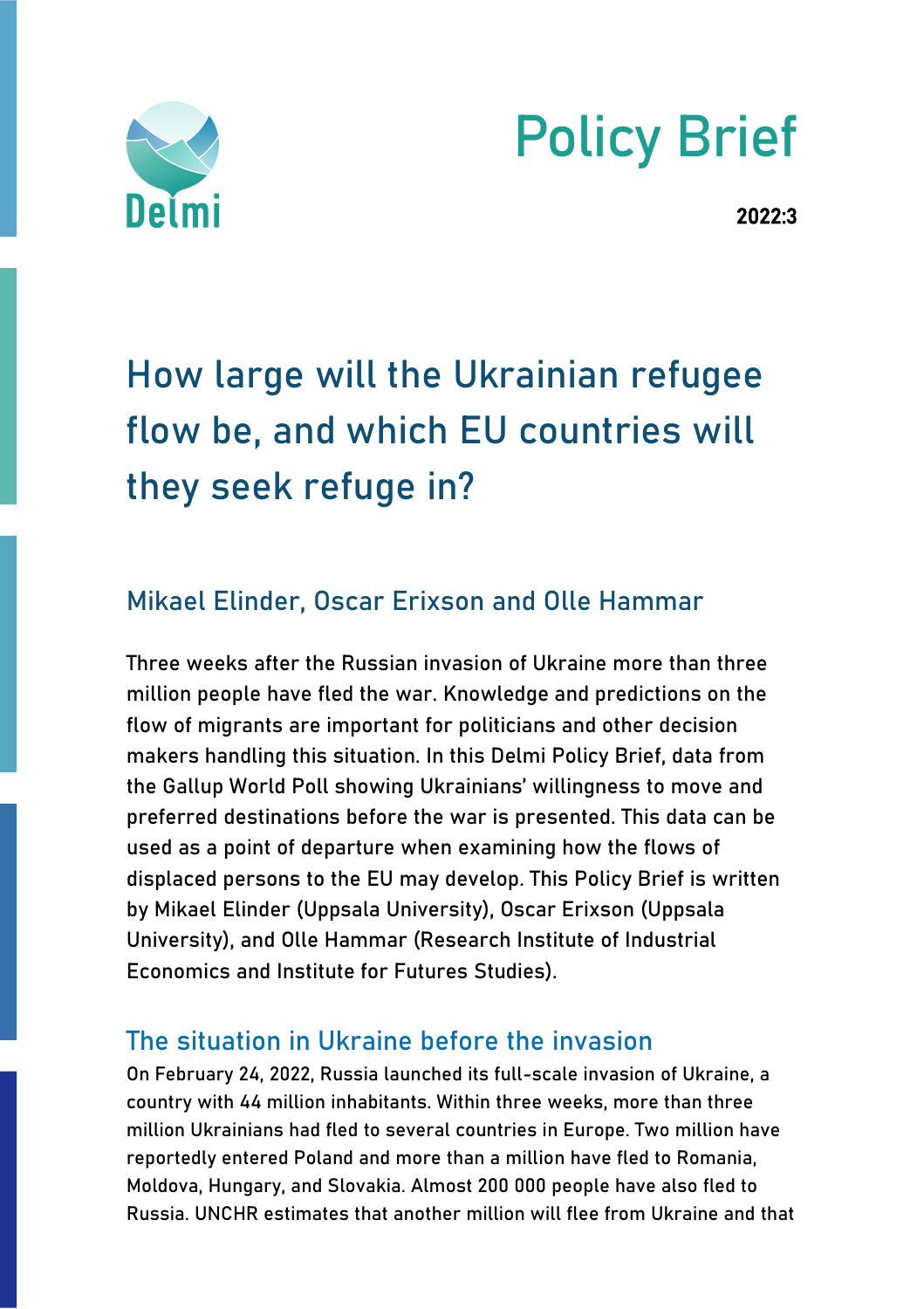Delmi

# Policy Brief

**2022:3**

# How large will the Ukrainian refugee flow be, and which EU countries will they seek refuge in?

## Mikael Elinder, Oscar Erixson and Olle Hammar

Three weeks after the Russian invasion of Ukraine more than three million people have fled the war. Knowledge and predictions on the flow of migrants are important for politicians and other decision makers handling this situation. In this Delmi Policy Brief, data from the Gallup World Poll showing Ukrainians' willingness to move and preferred destinations before the war is presented. This data can be used as a point of departure when examining how the flows of displaced persons to the EU may develop. This Policy Brief is written by Mikael Elinder (Uppsala University), Oscar Erixson (Uppsala University), and Olle Hammar (Research Institute of Industrial Economics and Institute for Futures Studies).

## The situation in Ukraine before the invasion

On February 24, 2022, Russia launched its full-scale invasion of Ukraine, a country with 44 million inhabitants. Within three weeks, more than three million Ukrainians had fled to several countries in Europe. Two million have reportedly entered Poland and more than a million have fled to Romania, Moldova, Hungary, and Slovakia. Almost 200 000 people have also fled to Russia. UNCHR estimates that another million will flee from Ukraine and that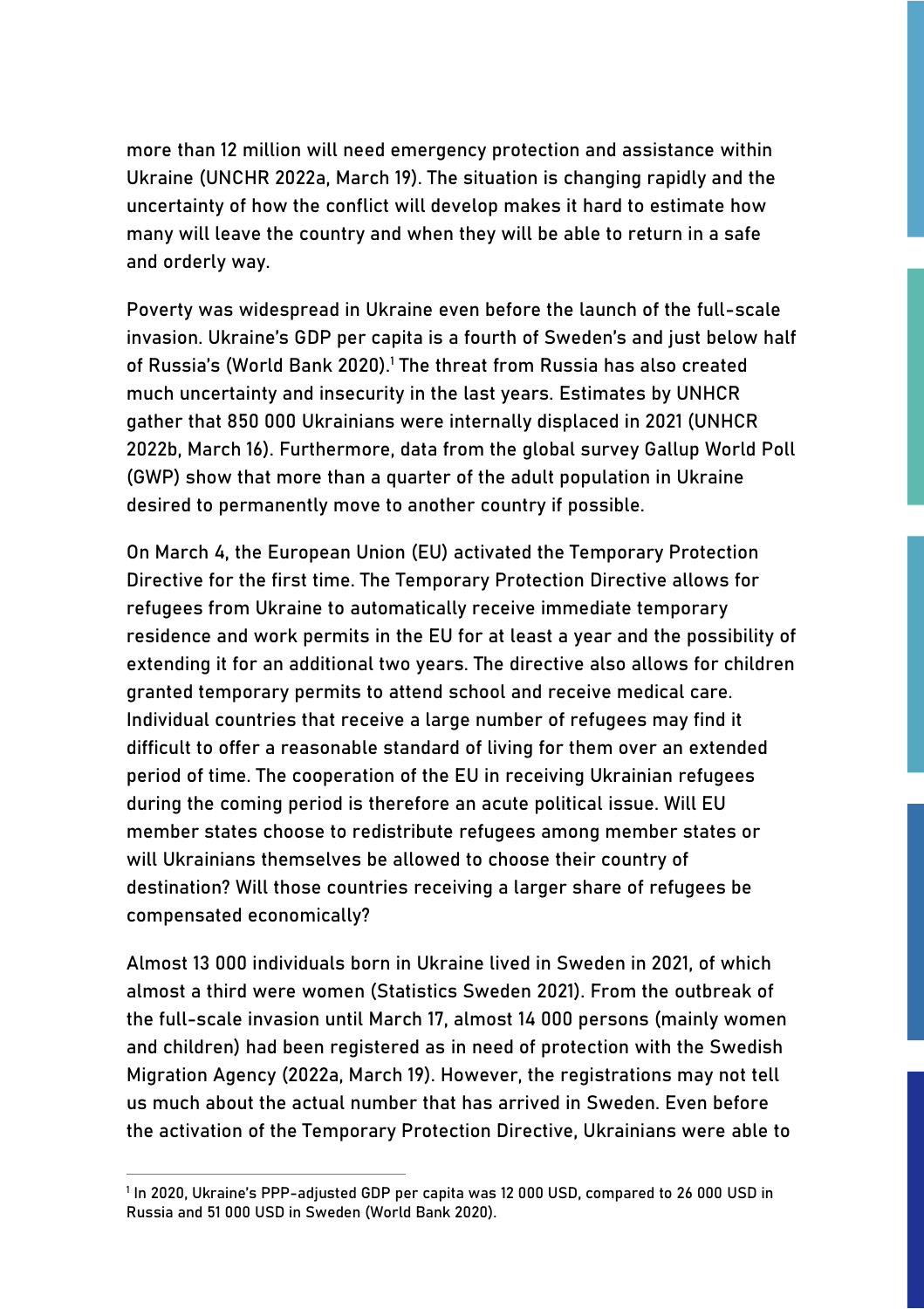more than 12 million will need emergency protection and assistance within Ukraine (UNCHR 2022a, March 19). The situation is changing rapidly and the uncertainty of how the conflict will develop makes it hard to estimate how many will leave the country and when they will be able to return in a safe and orderly way.

Poverty was widespread in Ukraine even before the launch of the full-scale invasion. Ukraine's GDP per capita is a fourth of Sweden's and just below half of Russia's (World Bank 2020).[1] The threat from Russia has also created much uncertainty and insecurity in the last years. Estimates by UNHCR gather that 850 000 Ukrainians were internally displaced in 2021 (UNHCR 2022b, March 16). Furthermore, data from the global survey Gallup World Poll (GWP) show that more than a quarter of the adult population in Ukraine desired to permanently move to another country if possible.

On March 4, the European Union (EU) activated the Temporary Protection Directive for the first time. The Temporary Protection Directive allows for refugees from Ukraine to automatically receive immediate temporary residence and work permits in the EU for at least a year and the possibility of extending it for an additional two years. The directive also allows for children granted temporary permits to attend school and receive medical care. Individual countries that receive a large number of refugees may find it difficult to offer a reasonable standard of living for them over an extended period of time. The cooperation of the EU in receiving Ukrainian refugees during the coming period is therefore an acute political issue. Will EU member states choose to redistribute refugees among member states or will Ukrainians themselves be allowed to choose their country of destination? Will those countries receiving a larger share of refugees be compensated economically?

Almost 13 000 individuals born in Ukraine lived in Sweden in 2021, of which almost a third were women (Statistics Sweden 2021). From the outbreak of the full-scale invasion until March 17, almost 14 000 persons (mainly women and children) had been registered as in need of protection with the Swedish Migration Agency (2022a, March 19). However, the registrations may not tell us much about the actual number that has arrived in Sweden. Even before the activation of the Temporary Protection Directive, Ukrainians were able to

[1] In 2020, Ukraine's PPP-adjusted GDP per capita was 12 000 USD, compared to 26 000 USD in Russia and 51 000 USD in Sweden (World Bank 2020).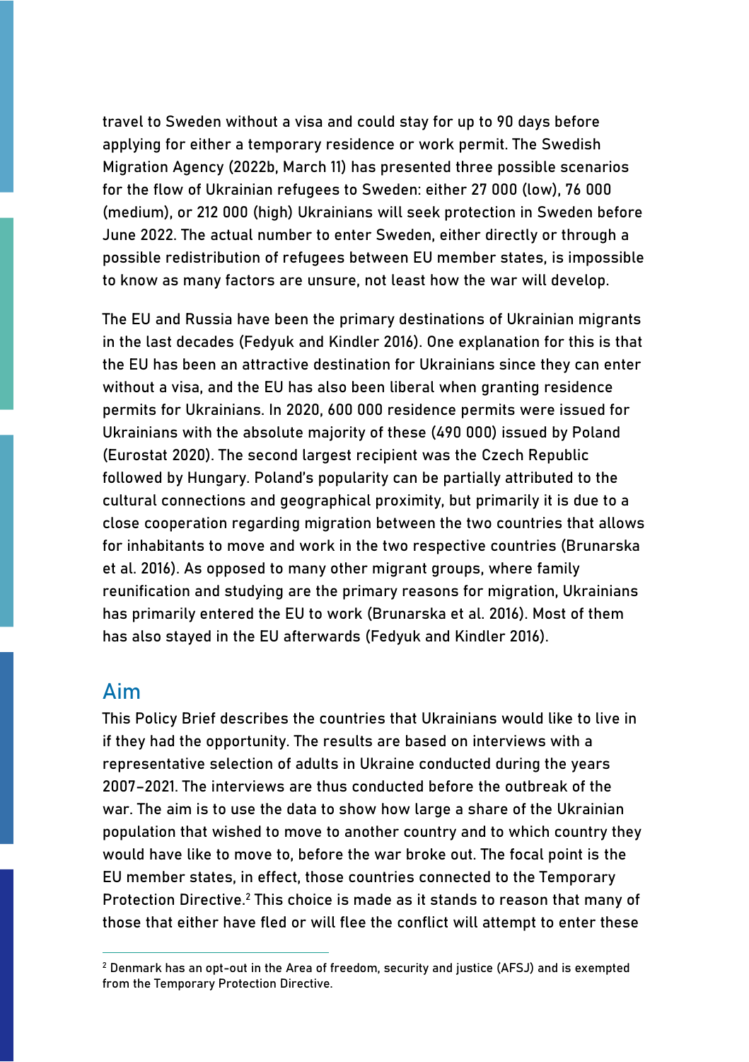travel to Sweden without a visa and could stay for up to 90 days before applying for either a temporary residence or work permit. The Swedish Migration Agency (2022b, March 11) has presented three possible scenarios for the flow of Ukrainian refugees to Sweden: either 27 000 (low), 76 000 (medium), or 212 000 (high) Ukrainians will seek protection in Sweden before June 2022. The actual number to enter Sweden, either directly or through a possible redistribution of refugees between EU member states, is impossible to know as many factors are unsure, not least how the war will develop.

The EU and Russia have been the primary destinations of Ukrainian migrants in the last decades (Fedyuk and Kindler 2016). One explanation for this is that the EU has been an attractive destination for Ukrainians since they can enter without a visa, and the EU has also been liberal when granting residence permits for Ukrainians. In 2020, 600 000 residence permits were issued for Ukrainians with the absolute majority of these (490 000) issued by Poland (Eurostat 2020). The second largest recipient was the Czech Republic followed by Hungary. Poland's popularity can be partially attributed to the cultural connections and geographical proximity, but primarily it is due to a close cooperation regarding migration between the two countries that allows for inhabitants to move and work in the two respective countries (Brunarska et al. 2016). As opposed to many other migrant groups, where family reunification and studying are the primary reasons for migration, Ukrainians has primarily entered the EU to work (Brunarska et al. 2016). Most of them has also stayed in the EU afterwards (Fedyuk and Kindler 2016).

## Aim

This Policy Brief describes the countries that Ukrainians would like to live in if they had the opportunity. The results are based on interviews with a representative selection of adults in Ukraine conducted during the years 2007–2021. The interviews are thus conducted before the outbreak of the war. The aim is to use the data to show how large a share of the Ukrainian population that wished to move to another country and to which country they would have like to move to, before the war broke out. The focal point is the EU member states, in effect, those countries connected to the Temporary Protection Directive.[2] This choice is made as it stands to reason that many of those that either have fled or will flee the conflict will attempt to enter these

[2] Denmark has an opt-out in the Area of freedom, security and justice (AFSJ) and is exempted from the Temporary Protection Directive.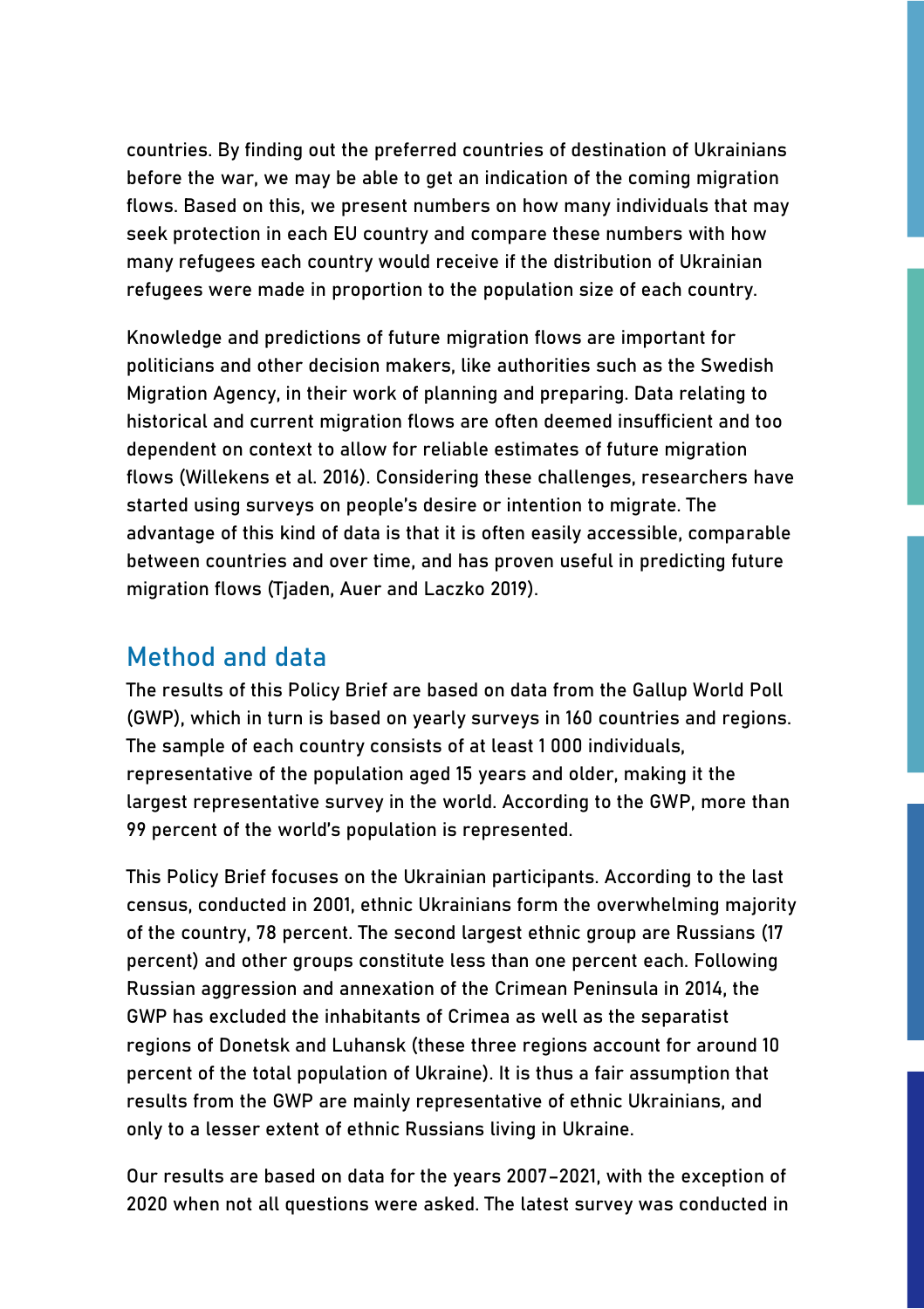countries. By finding out the preferred countries of destination of Ukrainians before the war, we may be able to get an indication of the coming migration flows. Based on this, we present numbers on how many individuals that may seek protection in each EU country and compare these numbers with how many refugees each country would receive if the distribution of Ukrainian refugees were made in proportion to the population size of each country.

Knowledge and predictions of future migration flows are important for politicians and other decision makers, like authorities such as the Swedish Migration Agency, in their work of planning and preparing. Data relating to historical and current migration flows are often deemed insufficient and too dependent on context to allow for reliable estimates of future migration flows (Willekens et al. 2016). Considering these challenges, researchers have started using surveys on people's desire or intention to migrate. The advantage of this kind of data is that it is often easily accessible, comparable between countries and over time, and has proven useful in predicting future migration flows (Tjaden, Auer and Laczko 2019).

## Method and data

The results of this Policy Brief are based on data from the Gallup World Poll (GWP), which in turn is based on yearly surveys in 160 countries and regions. The sample of each country consists of at least 1 000 individuals, representative of the population aged 15 years and older, making it the largest representative survey in the world. According to the GWP, more than 99 percent of the world's population is represented.

This Policy Brief focuses on the Ukrainian participants. According to the last census, conducted in 2001, ethnic Ukrainians form the overwhelming majority of the country, 78 percent. The second largest ethnic group are Russians (17 percent) and other groups constitute less than one percent each. Following Russian aggression and annexation of the Crimean Peninsula in 2014, the GWP has excluded the inhabitants of Crimea as well as the separatist regions of Donetsk and Luhansk (these three regions account for around 10 percent of the total population of Ukraine). It is thus a fair assumption that results from the GWP are mainly representative of ethnic Ukrainians, and only to a lesser extent of ethnic Russians living in Ukraine.

Our results are based on data for the years 2007–2021, with the exception of 2020 when not all questions were asked. The latest survey was conducted in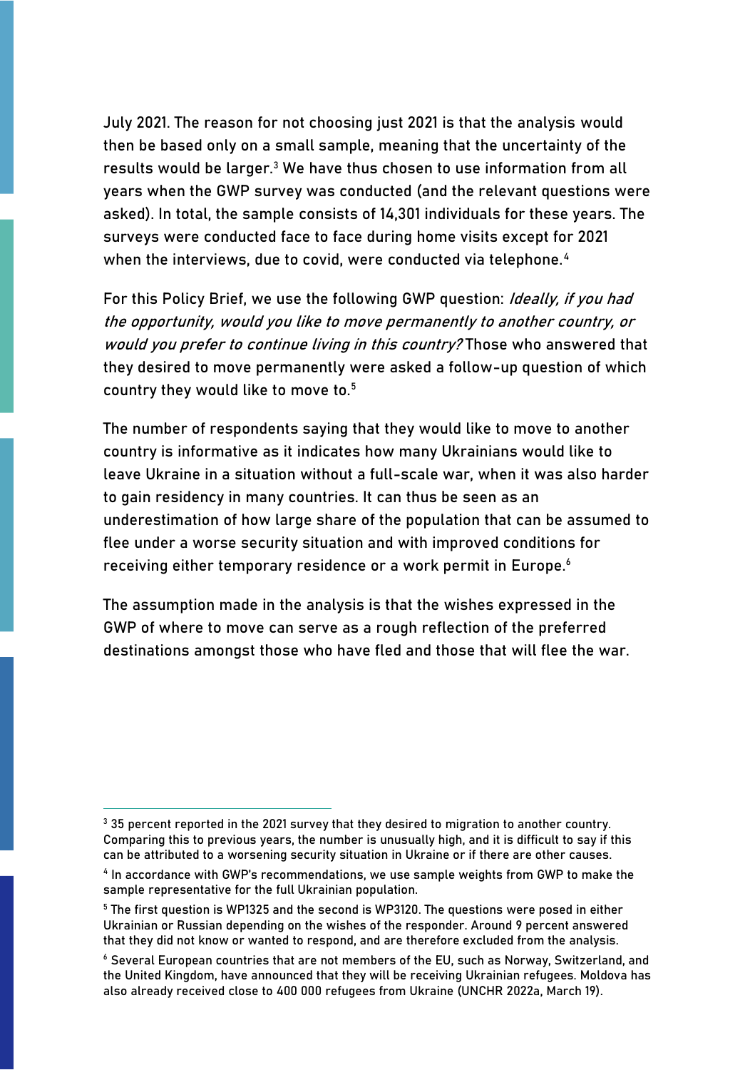July 2021. The reason for not choosing just 2021 is that the analysis would then be based only on a small sample, meaning that the uncertainty of the results would be larger.[3] We have thus chosen to use information from all years when the GWP survey was conducted (and the relevant questions were asked). In total, the sample consists of 14,301 individuals for these years. The surveys were conducted face to face during home visits except for 2021 when the interviews, due to covid, were conducted via telephone.[4]

For this Policy Brief, we use the following GWP question: *Ideally, if you had the opportunity, would you like to move permanently to another country, or would you prefer to continue living in this country?* Those who answered that they desired to move permanently were asked a follow-up question of which country they would like to move to.[5]

The number of respondents saying that they would like to move to another country is informative as it indicates how many Ukrainians would like to leave Ukraine in a situation without a full-scale war, when it was also harder to gain residency in many countries. It can thus be seen as an underestimation of how large share of the population that can be assumed to flee under a worse security situation and with improved conditions for receiving either temporary residence or a work permit in Europe.[6]

The assumption made in the analysis is that the wishes expressed in the GWP of where to move can serve as a rough reflection of the preferred destinations amongst those who have fled and those that will flee the war.

---

[3] 35 percent reported in the 2021 survey that they desired to migration to another country. Comparing this to previous years, the number is unusually high, and it is difficult to say if this can be attributed to a worsening security situation in Ukraine or if there are other causes.

[4] In accordance with GWP's recommendations, we use sample weights from GWP to make the sample representative for the full Ukrainian population.

[5] The first question is WP1325 and the second is WP3120. The questions were posed in either Ukrainian or Russian depending on the wishes of the responder. Around 9 percent answered that they did not know or wanted to respond, and are therefore excluded from the analysis.

[6] Several European countries that are not members of the EU, such as Norway, Switzerland, and the United Kingdom, have announced that they will be receiving Ukrainian refugees. Moldova has also already received close to 400 000 refugees from Ukraine (UNCHR 2022a, March 19).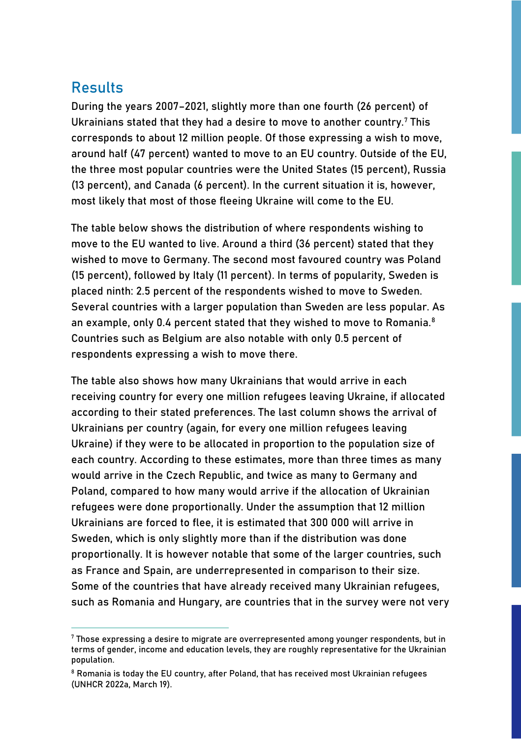## Results

During the years 2007–2021, slightly more than one fourth (26 percent) of Ukrainians stated that they had a desire to move to another country.[7] This corresponds to about 12 million people. Of those expressing a wish to move, around half (47 percent) wanted to move to an EU country. Outside of the EU, the three most popular countries were the United States (15 percent), Russia (13 percent), and Canada (6 percent). In the current situation it is, however, most likely that most of those fleeing Ukraine will come to the EU.

The table below shows the distribution of where respondents wishing to move to the EU wanted to live. Around a third (36 percent) stated that they wished to move to Germany. The second most favoured country was Poland (15 percent), followed by Italy (11 percent). In terms of popularity, Sweden is placed ninth: 2.5 percent of the respondents wished to move to Sweden. Several countries with a larger population than Sweden are less popular. As an example, only 0.4 percent stated that they wished to move to Romania.[8] Countries such as Belgium are also notable with only 0.5 percent of respondents expressing a wish to move there.

The table also shows how many Ukrainians that would arrive in each receiving country for every one million refugees leaving Ukraine, if allocated according to their stated preferences. The last column shows the arrival of Ukrainians per country (again, for every one million refugees leaving Ukraine) if they were to be allocated in proportion to the population size of each country. According to these estimates, more than three times as many would arrive in the Czech Republic, and twice as many to Germany and Poland, compared to how many would arrive if the allocation of Ukrainian refugees were done proportionally. Under the assumption that 12 million Ukrainians are forced to flee, it is estimated that 300 000 will arrive in Sweden, which is only slightly more than if the distribution was done proportionally. It is however notable that some of the larger countries, such as France and Spain, are underrepresented in comparison to their size. Some of the countries that have already received many Ukrainian refugees, such as Romania and Hungary, are countries that in the survey were not very

[7] Those expressing a desire to migrate are overrepresented among younger respondents, but in terms of gender, income and education levels, they are roughly representative for the Ukrainian population.

[8] Romania is today the EU country, after Poland, that has received most Ukrainian refugees (UNHCR 2022a, March 19).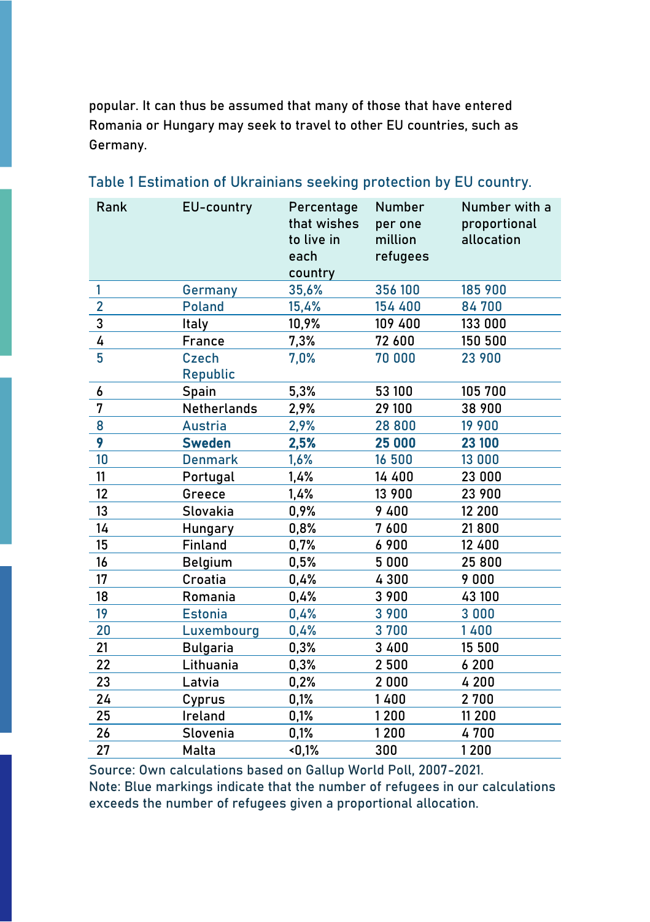popular. It can thus be assumed that many of those that have entered Romania or Hungary may seek to travel to other EU countries, such as Germany.

Table 1 Estimation of Ukrainians seeking protection by EU country.

| Rank | EU-country | Percentage that wishes to live in each country | Number per one million refugees | Number with a proportional allocation |
|---|---|---|---|---|
| 1 | Germany | 35,6% | 356 100 | 185 900 |
| 2 | Poland | 15,4% | 154 400 | 84 700 |
| 3 | Italy | 10,9% | 109 400 | 133 000 |
| 4 | France | 7,3% | 72 600 | 150 500 |
| 5 | Czech Republic | 7,0% | 70 000 | 23 900 |
| 6 | Spain | 5,3% | 53 100 | 105 700 |
| 7 | Netherlands | 2,9% | 29 100 | 38 900 |
| 8 | Austria | 2,9% | 28 800 | 19 900 |
| **9** | **Sweden** | **2,5%** | **25 000** | **23 100** |
| 10 | Denmark | 1,6% | 16 500 | 13 000 |
| 11 | Portugal | 1,4% | 14 400 | 23 000 |
| 12 | Greece | 1,4% | 13 900 | 23 900 |
| 13 | Slovakia | 0,9% | 9 400 | 12 200 |
| 14 | Hungary | 0,8% | 7 600 | 21 800 |
| 15 | Finland | 0,7% | 6 900 | 12 400 |
| 16 | Belgium | 0,5% | 5 000 | 25 800 |
| 17 | Croatia | 0,4% | 4 300 | 9 000 |
| 18 | Romania | 0,4% | 3 900 | 43 100 |
| 19 | Estonia | 0,4% | 3 900 | 3 000 |
| 20 | Luxembourg | 0,4% | 3 700 | 1 400 |
| 21 | Bulgaria | 0,3% | 3 400 | 15 500 |
| 22 | Lithuania | 0,3% | 2 500 | 6 200 |
| 23 | Latvia | 0,2% | 2 000 | 4 200 |
| 24 | Cyprus | 0,1% | 1 400 | 2 700 |
| 25 | Ireland | 0,1% | 1 200 | 11 200 |
| 26 | Slovenia | 0,1% | 1 200 | 4 700 |
| 27 | Malta | <0,1% | 300 | 1 200 |

Source: Own calculations based on Gallup World Poll, 2007-2021.
Note: Blue markings indicate that the number of refugees in our calculations exceeds the number of refugees given a proportional allocation.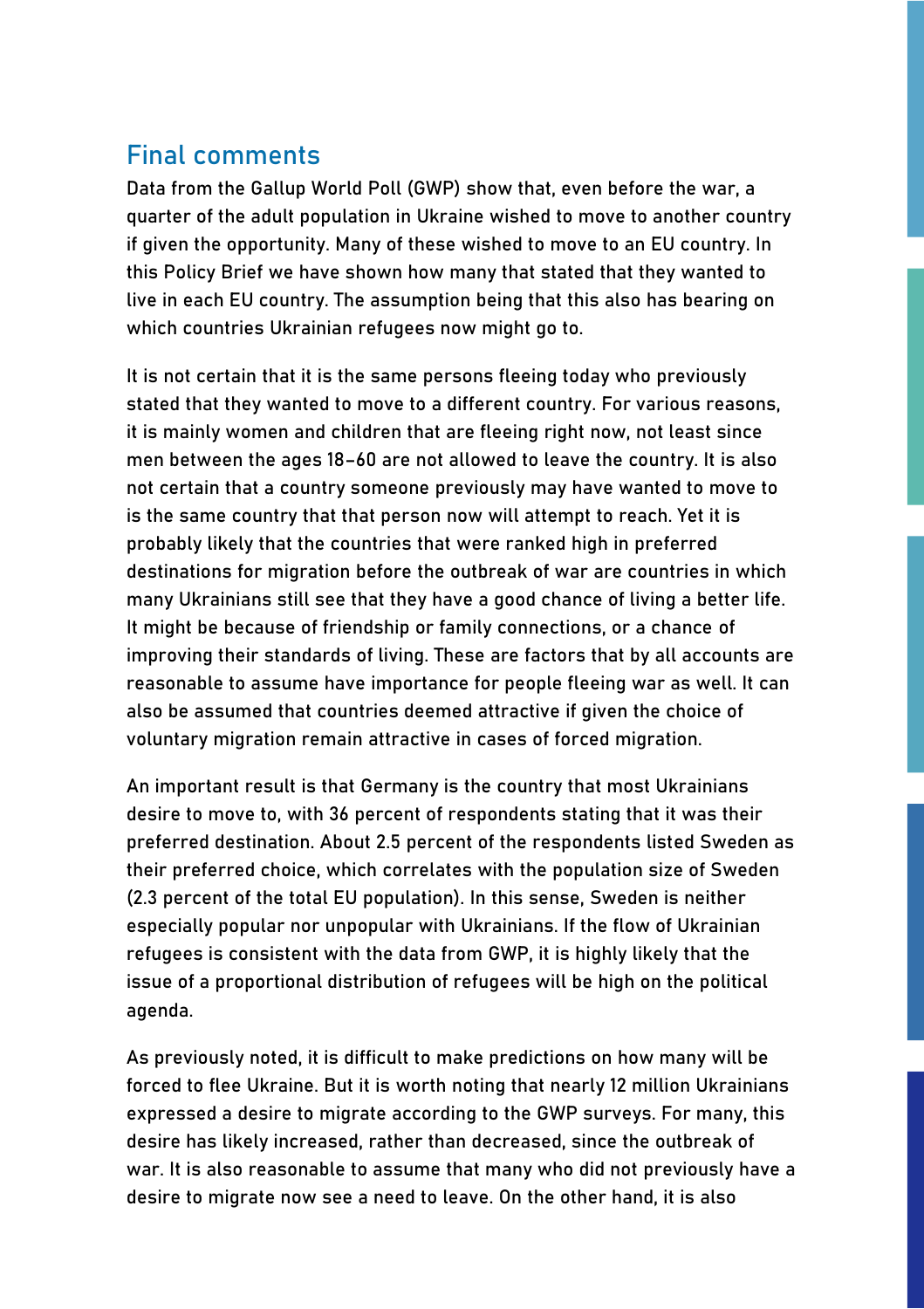## Final comments

Data from the Gallup World Poll (GWP) show that, even before the war, a quarter of the adult population in Ukraine wished to move to another country if given the opportunity. Many of these wished to move to an EU country. In this Policy Brief we have shown how many that stated that they wanted to live in each EU country. The assumption being that this also has bearing on which countries Ukrainian refugees now might go to.

It is not certain that it is the same persons fleeing today who previously stated that they wanted to move to a different country. For various reasons, it is mainly women and children that are fleeing right now, not least since men between the ages 18–60 are not allowed to leave the country. It is also not certain that a country someone previously may have wanted to move to is the same country that that person now will attempt to reach. Yet it is probably likely that the countries that were ranked high in preferred destinations for migration before the outbreak of war are countries in which many Ukrainians still see that they have a good chance of living a better life. It might be because of friendship or family connections, or a chance of improving their standards of living. These are factors that by all accounts are reasonable to assume have importance for people fleeing war as well. It can also be assumed that countries deemed attractive if given the choice of voluntary migration remain attractive in cases of forced migration.

An important result is that Germany is the country that most Ukrainians desire to move to, with 36 percent of respondents stating that it was their preferred destination. About 2.5 percent of the respondents listed Sweden as their preferred choice, which correlates with the population size of Sweden (2.3 percent of the total EU population). In this sense, Sweden is neither especially popular nor unpopular with Ukrainians. If the flow of Ukrainian refugees is consistent with the data from GWP, it is highly likely that the issue of a proportional distribution of refugees will be high on the political agenda.

As previously noted, it is difficult to make predictions on how many will be forced to flee Ukraine. But it is worth noting that nearly 12 million Ukrainians expressed a desire to migrate according to the GWP surveys. For many, this desire has likely increased, rather than decreased, since the outbreak of war. It is also reasonable to assume that many who did not previously have a desire to migrate now see a need to leave. On the other hand, it is also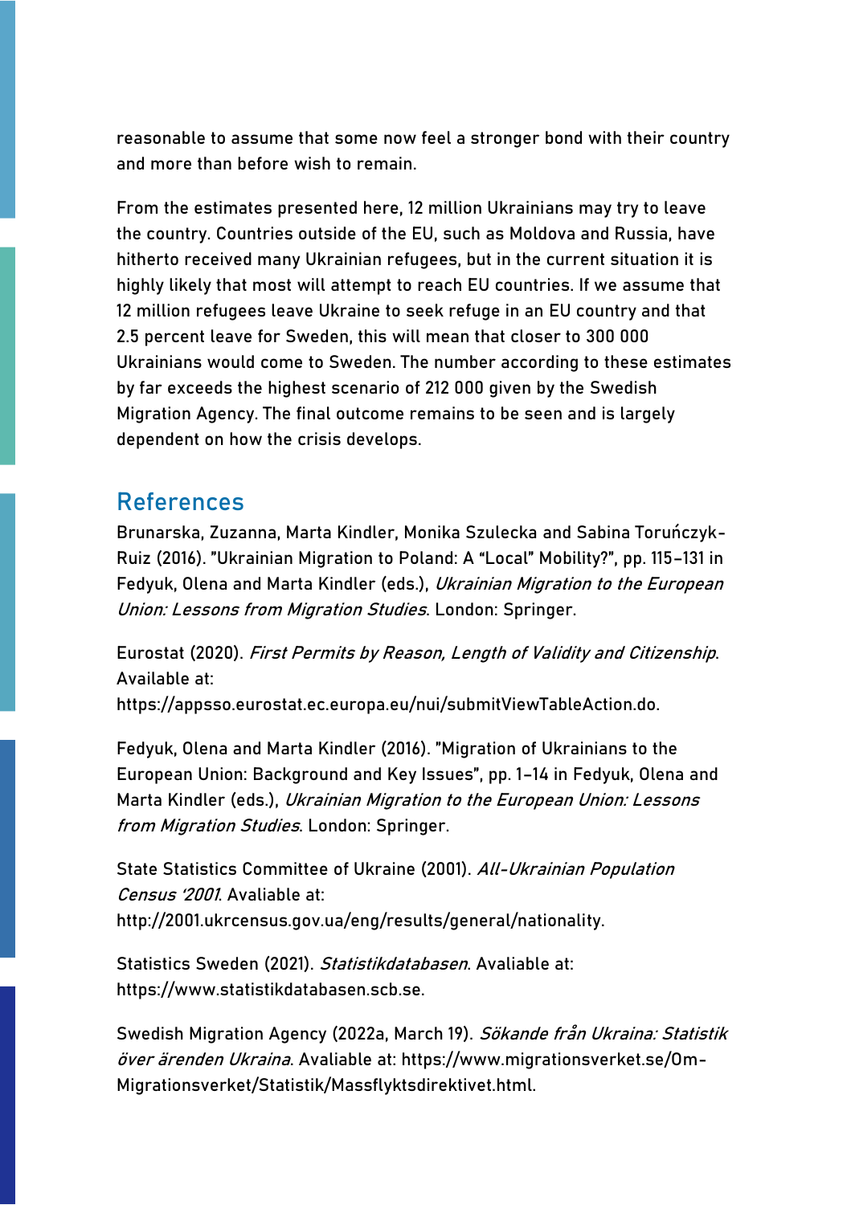reasonable to assume that some now feel a stronger bond with their country and more than before wish to remain.

From the estimates presented here, 12 million Ukrainians may try to leave the country. Countries outside of the EU, such as Moldova and Russia, have hitherto received many Ukrainian refugees, but in the current situation it is highly likely that most will attempt to reach EU countries. If we assume that 12 million refugees leave Ukraine to seek refuge in an EU country and that 2.5 percent leave for Sweden, this will mean that closer to 300 000 Ukrainians would come to Sweden. The number according to these estimates by far exceeds the highest scenario of 212 000 given by the Swedish Migration Agency. The final outcome remains to be seen and is largely dependent on how the crisis develops.

## References

Brunarska, Zuzanna, Marta Kindler, Monika Szulecka and Sabina Toruńczyk-Ruiz (2016). ”Ukrainian Migration to Poland: A “Local” Mobility?”, pp. 115–131 in Fedyuk, Olena and Marta Kindler (eds.), *Ukrainian Migration to the European Union: Lessons from Migration Studies*. London: Springer.

Eurostat (2020). *First Permits by Reason, Length of Validity and Citizenship*. Available at: https://appsso.eurostat.ec.europa.eu/nui/submitViewTableAction.do.

Fedyuk, Olena and Marta Kindler (2016). ”Migration of Ukrainians to the European Union: Background and Key Issues”, pp. 1–14 in Fedyuk, Olena and Marta Kindler (eds.), *Ukrainian Migration to the European Union: Lessons from Migration Studies*. London: Springer.

State Statistics Committee of Ukraine (2001). *All-Ukrainian Population Census '2001*. Avaliable at: http://2001.ukrcensus.gov.ua/eng/results/general/nationality.

Statistics Sweden (2021). *Statistikdatabasen*. Avaliable at: https://www.statistikdatabasen.scb.se.

Swedish Migration Agency (2022a, March 19). *Sökande från Ukraina: Statistik över ärenden Ukraina*. Avaliable at: https://www.migrationsverket.se/Om-Migrationsverket/Statistik/Massflyktsdirektivet.html.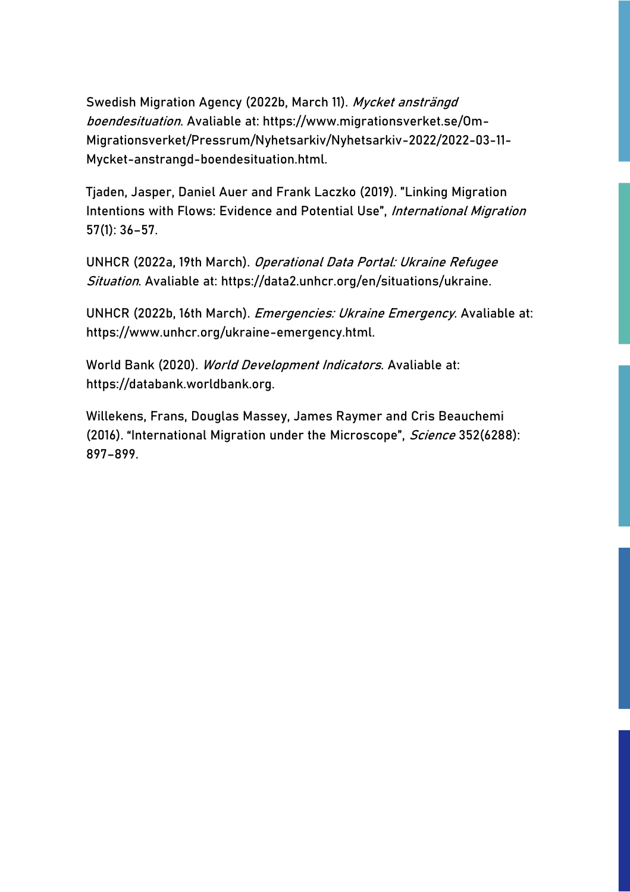Swedish Migration Agency (2022b, March 11). *Mycket ansträngd boendesituation*. Avaliable at: https://www.migrationsverket.se/Om-Migrationsverket/Pressrum/Nyhetsarkiv/Nyhetsarkiv-2022/2022-03-11-Mycket-anstrangd-boendesituation.html.

Tjaden, Jasper, Daniel Auer and Frank Laczko (2019). "Linking Migration Intentions with Flows: Evidence and Potential Use", *International Migration* 57(1): 36–57.

UNHCR (2022a, 19th March). *Operational Data Portal: Ukraine Refugee Situation*. Avaliable at: https://data2.unhcr.org/en/situations/ukraine.

UNHCR (2022b, 16th March). *Emergencies: Ukraine Emergency*. Avaliable at: https://www.unhcr.org/ukraine-emergency.html.

World Bank (2020). *World Development Indicators*. Avaliable at: https://databank.worldbank.org.

Willekens, Frans, Douglas Massey, James Raymer and Cris Beauchemi (2016). "International Migration under the Microscope", *Science* 352(6288): 897–899.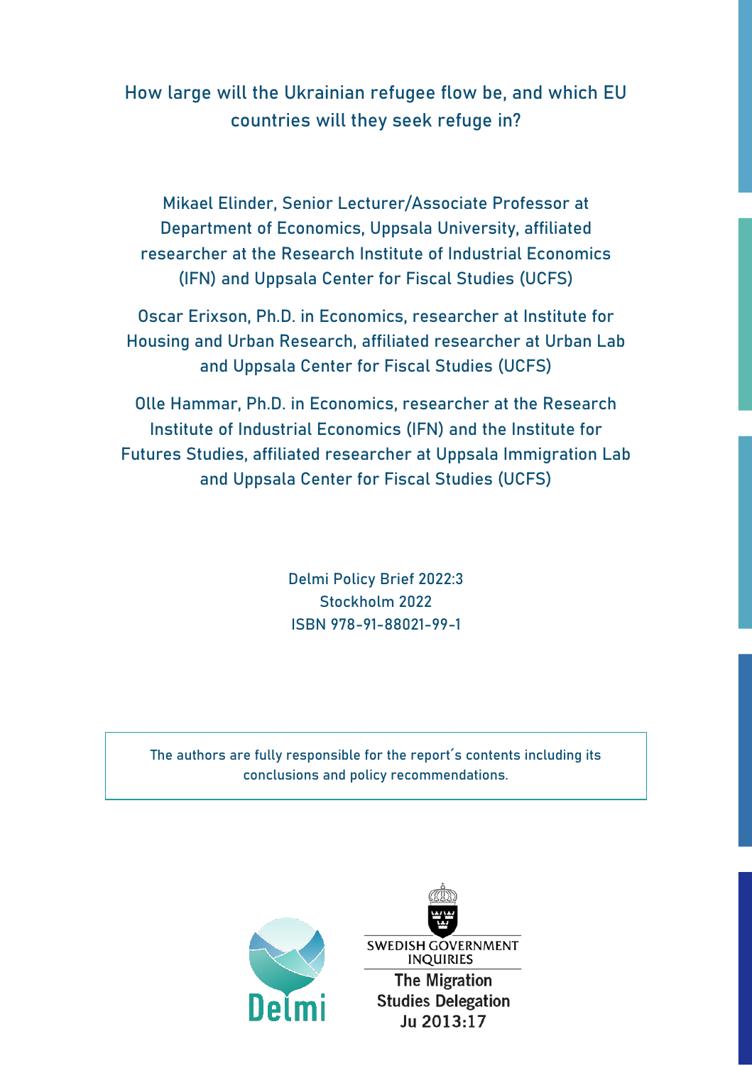How large will the Ukrainian refugee flow be, and which EU countries will they seek refuge in?

Mikael Elinder, Senior Lecturer/Associate Professor at Department of Economics, Uppsala University, affiliated researcher at the Research Institute of Industrial Economics (IFN) and Uppsala Center for Fiscal Studies (UCFS)

Oscar Erixson, Ph.D. in Economics, researcher at Institute for Housing and Urban Research, affiliated researcher at Urban Lab and Uppsala Center for Fiscal Studies (UCFS)

Olle Hammar, Ph.D. in Economics, researcher at the Research Institute of Industrial Economics (IFN) and the Institute for Futures Studies, affiliated researcher at Uppsala Immigration Lab and Uppsala Center for Fiscal Studies (UCFS)

Delmi Policy Brief 2022:3
Stockholm 2022
ISBN 978-91-88021-99-1

The authors are fully responsible for the report´s contents including its conclusions and policy recommendations.

Delmi

SWEDISH GOVERNMENT INQUIRIES
The Migration Studies Delegation
Ju 2013:17